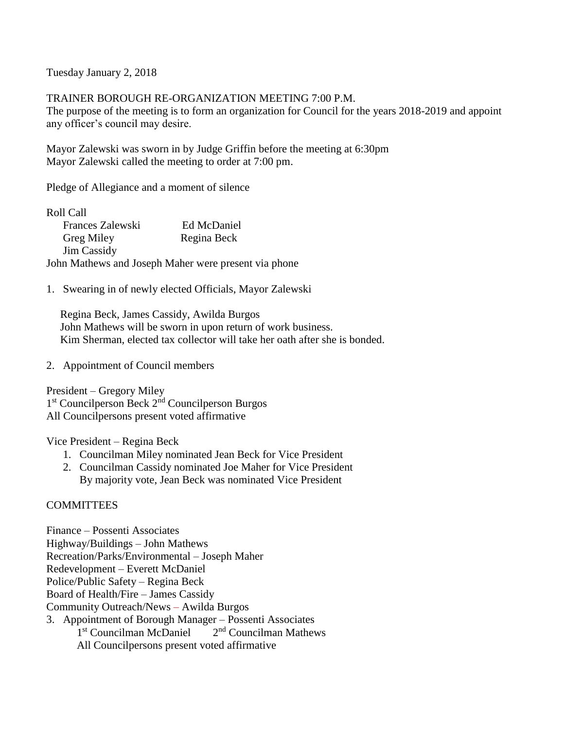Tuesday January 2, 2018

TRAINER BOROUGH RE-ORGANIZATION MEETING 7:00 P.M.

The purpose of the meeting is to form an organization for Council for the years 2018-2019 and appoint any officer's council may desire.

Mayor Zalewski was sworn in by Judge Griffin before the meeting at 6:30pm
Mayor Zalewski called the meeting to order at 7:00 pm.

Pledge of Allegiance and a moment of silence

Roll Call

| | |
|---|---|
| Frances Zalewski | Ed McDaniel |
| Greg Miley | Regina Beck |
| Jim Cassidy | |

John Mathews and Joseph Maher were present via phone

1. Swearing in of newly elected Officials, Mayor Zalewski

   Regina Beck, James Cassidy, Awilda Burgos
   John Mathews will be sworn in upon return of work business.
   Kim Sherman, elected tax collector will take her oath after she is bonded.

2. Appointment of Council members

President – Gregory Miley
1st Councilperson Beck 2nd Councilperson Burgos
All Councilpersons present voted affirmative

Vice President – Regina Beck

1. Councilman Miley nominated Jean Beck for Vice President
2. Councilman Cassidy nominated Joe Maher for Vice President
   By majority vote, Jean Beck was nominated Vice President

COMMITTEES

Finance – Possenti Associates
Highway/Buildings – John Mathews
Recreation/Parks/Environmental – Joseph Maher
Redevelopment – Everett McDaniel
Police/Public Safety – Regina Beck
Board of Health/Fire – James Cassidy
Community Outreach/News – Awilda Burgos

3. Appointment of Borough Manager – Possenti Associates
   1st Councilman McDaniel 2nd Councilman Mathews
   All Councilpersons present voted affirmative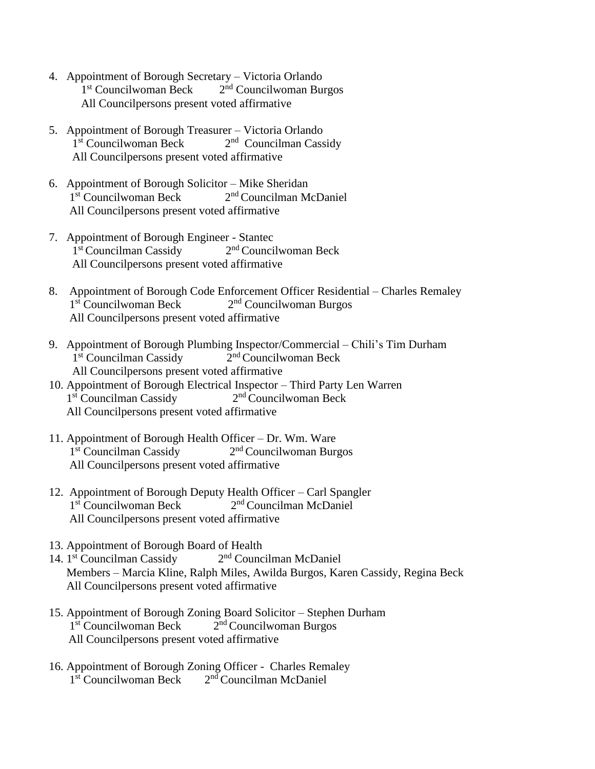4. Appointment of Borough Secretary – Victoria Orlando
   1st Councilwoman Beck    2nd Councilwoman Burgos
   All Councilpersons present voted affirmative

5. Appointment of Borough Treasurer – Victoria Orlando
   1st Councilwoman Beck    2nd Councilman Cassidy
   All Councilpersons present voted affirmative

6. Appointment of Borough Solicitor – Mike Sheridan
   1st Councilwoman Beck    2nd Councilman McDaniel
   All Councilpersons present voted affirmative

7. Appointment of Borough Engineer - Stantec
   1st Councilman Cassidy    2nd Councilwoman Beck
   All Councilpersons present voted affirmative

8. Appointment of Borough Code Enforcement Officer Residential – Charles Remaley
   1st Councilwoman Beck    2nd Councilwoman Burgos
   All Councilpersons present voted affirmative

9. Appointment of Borough Plumbing Inspector/Commercial – Chili's Tim Durham
   1st Councilman Cassidy    2nd Councilwoman Beck
   All Councilpersons present voted affirmative

10. Appointment of Borough Electrical Inspector – Third Party Len Warren
    1st Councilman Cassidy    2nd Councilwoman Beck
    All Councilpersons present voted affirmative

11. Appointment of Borough Health Officer – Dr. Wm. Ware
    1st Councilman Cassidy    2nd Councilwoman Burgos
    All Councilpersons present voted affirmative

12. Appointment of Borough Deputy Health Officer – Carl Spangler
    1st Councilwoman Beck    2nd Councilman McDaniel
    All Councilpersons present voted affirmative

13. Appointment of Borough Board of Health

14. 1st Councilman Cassidy    2nd Councilman McDaniel
    Members – Marcia Kline, Ralph Miles, Awilda Burgos, Karen Cassidy, Regina Beck
    All Councilpersons present voted affirmative

15. Appointment of Borough Zoning Board Solicitor – Stephen Durham
    1st Councilwoman Beck    2nd Councilwoman Burgos
    All Councilpersons present voted affirmative

16. Appointment of Borough Zoning Officer - Charles Remaley
    1st Councilwoman Beck    2nd Councilman McDaniel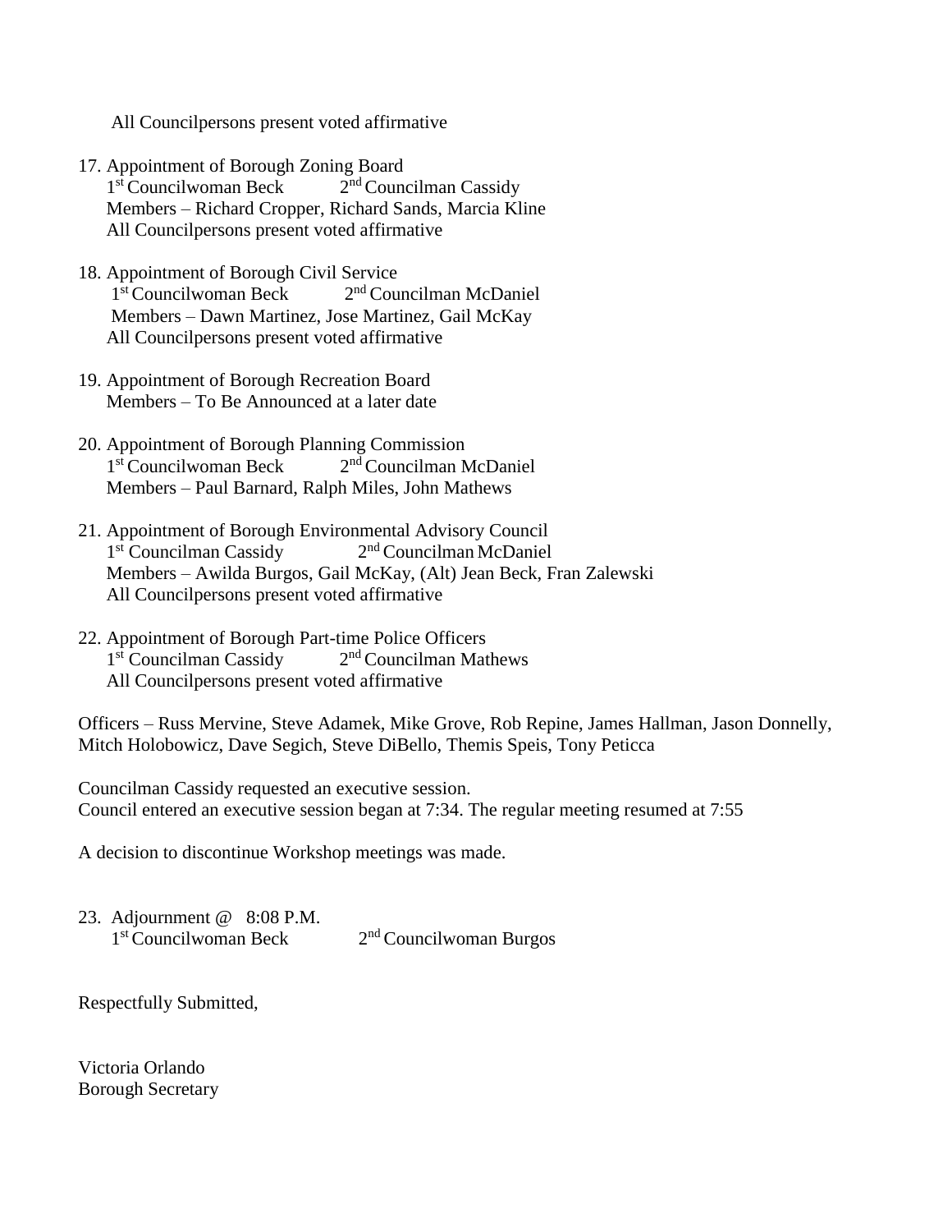All Councilpersons present voted affirmative

17. Appointment of Borough Zoning Board
    1st Councilwoman Beck 2nd Councilman Cassidy
    Members – Richard Cropper, Richard Sands, Marcia Kline
    All Councilpersons present voted affirmative

18. Appointment of Borough Civil Service
    1st Councilwoman Beck 2nd Councilman McDaniel
    Members – Dawn Martinez, Jose Martinez, Gail McKay
    All Councilpersons present voted affirmative

19. Appointment of Borough Recreation Board
    Members – To Be Announced at a later date

20. Appointment of Borough Planning Commission
    1st Councilwoman Beck 2nd Councilman McDaniel
    Members – Paul Barnard, Ralph Miles, John Mathews

21. Appointment of Borough Environmental Advisory Council
    1st Councilman Cassidy 2nd Councilman McDaniel
    Members – Awilda Burgos, Gail McKay, (Alt) Jean Beck, Fran Zalewski
    All Councilpersons present voted affirmative

22. Appointment of Borough Part-time Police Officers
    1st Councilman Cassidy 2nd Councilman Mathews
    All Councilpersons present voted affirmative

Officers – Russ Mervine, Steve Adamek, Mike Grove, Rob Repine, James Hallman, Jason Donnelly, Mitch Holobowicz, Dave Segich, Steve DiBello, Themis Speis, Tony Peticca

Councilman Cassidy requested an executive session.
Council entered an executive session began at 7:34. The regular meeting resumed at 7:55

A decision to discontinue Workshop meetings was made.

23. Adjournment @ 8:08 P.M.
    1st Councilwoman Beck 2nd Councilwoman Burgos

Respectfully Submitted,

Victoria Orlando
Borough Secretary